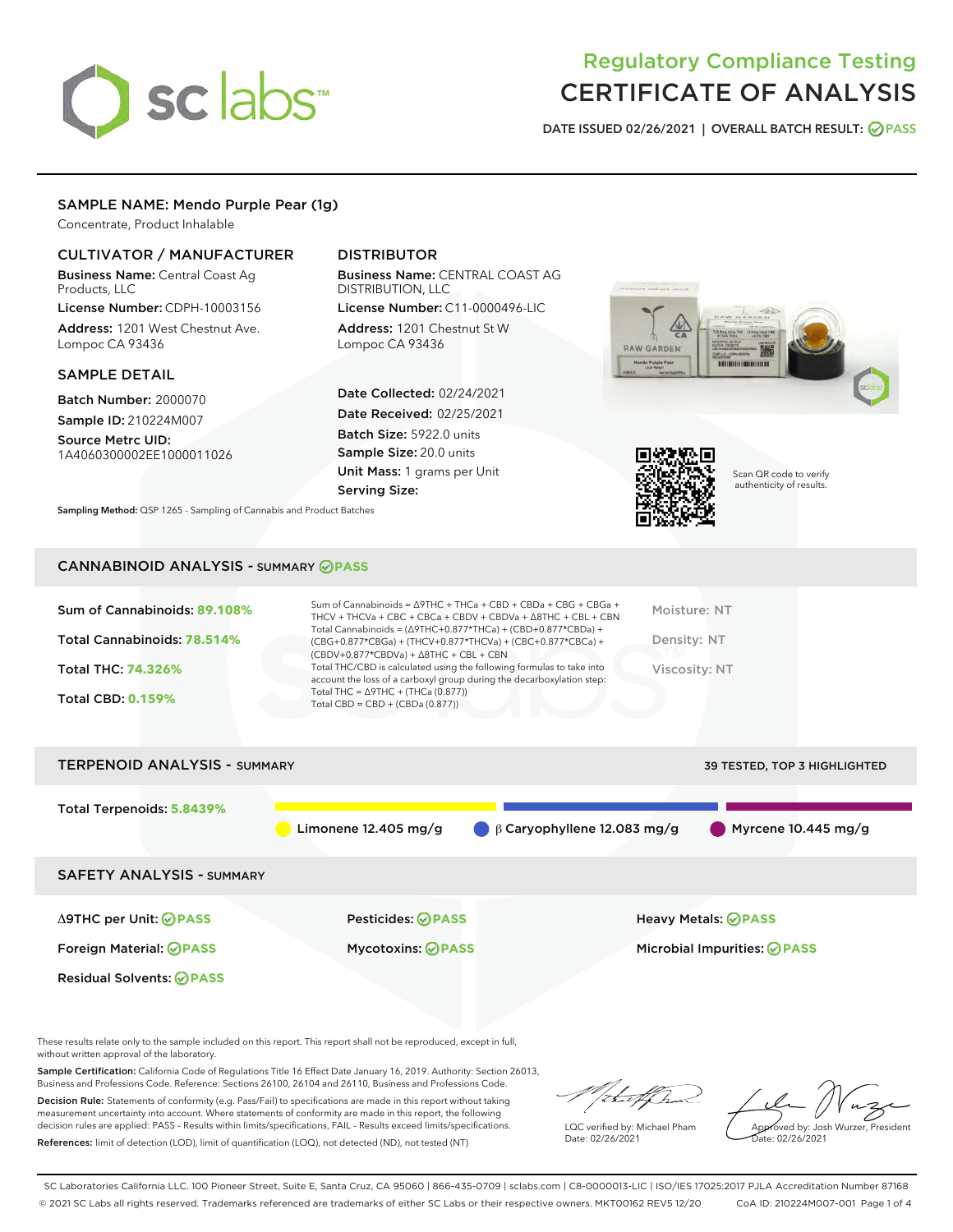# Regulatory Compliance Testing
# CERTIFICATE OF ANALYSIS

DATE ISSUED 02/26/2021 | OVERALL BATCH RESULT: PASS

## SAMPLE NAME: Mendo Purple Pear (1g)

Concentrate, Product Inhalable

### CULTIVATOR / MANUFACTURER

**Business Name:** Central Coast Ag Products, LLC

**License Number:** CDPH-10003156

**Address:** 1201 West Chestnut Ave. Lompoc CA 93436

### DISTRIBUTOR

**Business Name:** CENTRAL COAST AG DISTRIBUTION, LLC

**License Number:** C11-0000496-LIC

**Address:** 1201 Chestnut St W Lompoc CA 93436

### SAMPLE DETAIL

**Batch Number:** 2000070

**Sample ID:** 210224M007

**Source Metrc UID:** 1A4060300002EE1000011026

**Date Collected:** 02/24/2021

**Date Received:** 02/25/2021

**Batch Size:** 5922.0 units

**Sample Size:** 20.0 units

**Unit Mass:** 1 grams per Unit

**Serving Size:**

Scan QR code to verify authenticity of results.

**Sampling Method:** QSP 1265 - Sampling of Cannabis and Product Batches

## CANNABINOID ANALYSIS - SUMMARY PASS

Sum of Cannabinoids: **89.108%**

Total Cannabinoids: **78.514%**

Total THC: **74.326%**

Total CBD: **0.159%**

Sum of Cannabinoids = Δ9THC + THCa + CBD + CBDa + CBG + CBGa + THCV + THCVa + CBC + CBCa + CBDV + CBDVa + Δ8THC + CBL + CBN

Total Cannabinoids = (Δ9THC+0.877*THCa) + (CBD+0.877*CBDa) + (CBG+0.877*CBGa) + (THCV+0.877*THCVa) + (CBC+0.877*CBCa) + (CBDV+0.877*CBDVa) + Δ8THC + CBL + CBN

Total THC/CBD is calculated using the following formulas to take into account the loss of a carboxyl group during the decarboxylation step:

Total THC = Δ9THC + (THCa (0.877))

Total CBD = CBD + (CBDa (0.877))

Moisture: NT

Density: NT

Viscosity: NT

## TERPENOID ANALYSIS - SUMMARY

39 TESTED, TOP 3 HIGHLIGHTED

Total Terpenoids: **5.8439%**

Limonene 12.405 mg/g | β Caryophyllene 12.083 mg/g | Myrcene 10.445 mg/g

## SAFETY ANALYSIS - SUMMARY

| | | |
|---|---|---|
| Δ9THC per Unit: PASS | Pesticides: PASS | Heavy Metals: PASS |
| Foreign Material: PASS | Mycotoxins: PASS | Microbial Impurities: PASS |
| Residual Solvents: PASS | | |

These results relate only to the sample included on this report. This report shall not be reproduced, except in full, without written approval of the laboratory.

**Sample Certification:** California Code of Regulations Title 16 Effect Date January 16, 2019. Authority: Section 26013, Business and Professions Code. Reference: Sections 26100, 26104 and 26110, Business and Professions Code.

**Decision Rule:** Statements of conformity (e.g. Pass/Fail) to specifications are made in this report without taking measurement uncertainty into account. Where statements of conformity are made in this report, the following decision rules are applied: PASS - Results within limits/specifications, FAIL - Results exceed limits/specifications.

**References:** limit of detection (LOD), limit of quantification (LOQ), not detected (ND), not tested (NT)

LQC verified by: Michael Pham
Date: 02/26/2021

Approved by: Josh Wurzer, President
Date: 02/26/2021

SC Laboratories California LLC. 100 Pioneer Street, Suite E, Santa Cruz, CA 95060 | 866-435-0709 | sclabs.com | C8-0000013-LIC | ISO/IES 17025:2017 PJLA Accreditation Number 87168
© 2021 SC Labs all rights reserved. Trademarks referenced are trademarks of either SC Labs or their respective owners. MKT00162 REV5 12/20 CoA ID: 210224M007-001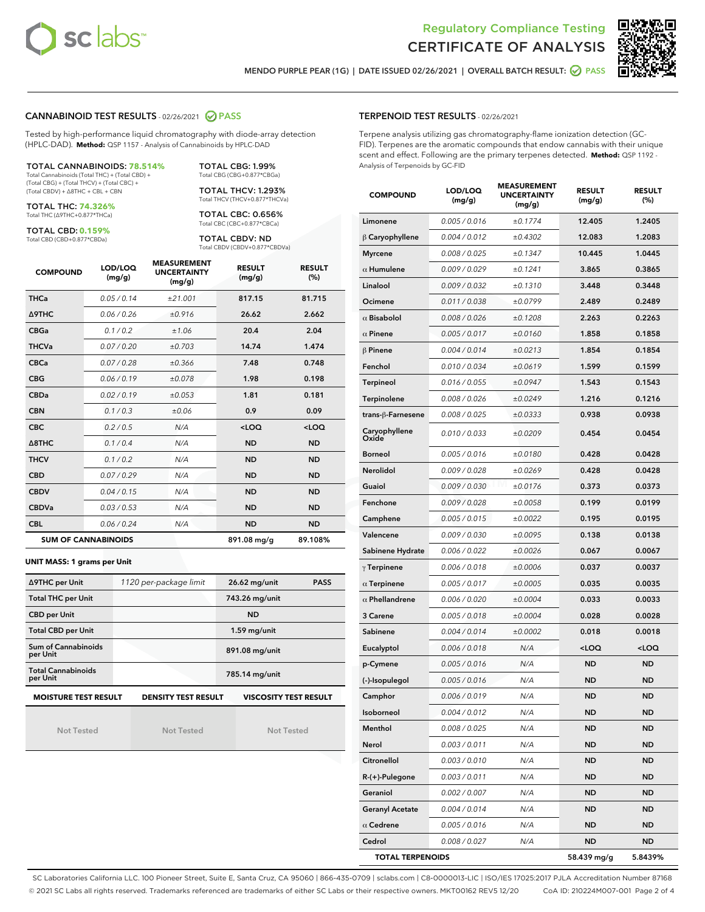# Regulatory Compliance Testing
# CERTIFICATE OF ANALYSIS

MENDO PURPLE PEAR (1G) | DATE ISSUED 02/26/2021 | OVERALL BATCH RESULT: PASS

## CANNABINOID TEST RESULTS - 02/26/2021 PASS

Tested by high-performance liquid chromatography with diode-array detection (HPLC-DAD). **Method:** QSP 1157 - Analysis of Cannabinoids by HPLC-DAD

**TOTAL CANNABINOIDS: 78.514%**
Total Cannabinoids (Total THC) + (Total CBD) + (Total CBG) + (Total THCV) + (Total CBC) + (Total CBDV) + Δ8THC + CBL + CBN

**TOTAL THC: 74.326%**
Total THC (Δ9THC+0.877*THCa)

**TOTAL CBD: 0.159%**
Total CBD (CBD+0.877*CBDa)

**TOTAL CBG: 1.99%**
Total CBG (CBG+0.877*CBGa)

**TOTAL THCV: 1.293%**
Total THCV (THCV+0.877*THCVa)

**TOTAL CBC: 0.656%**
Total CBC (CBC+0.877*CBCa)

**TOTAL CBDV: ND**
Total CBDV (CBDV+0.877*CBDVa)

| COMPOUND | LOD/LOQ (mg/g) | MEASUREMENT UNCERTAINTY (mg/g) | RESULT (mg/g) | RESULT (%) |
|---|---|---|---|---|
| THCa | 0.05 / 0.14 | ±21.001 | 817.15 | 81.715 |
| Δ9THC | 0.06 / 0.26 | ±0.916 | 26.62 | 2.662 |
| CBGa | 0.1 / 0.2 | ±1.06 | 20.4 | 2.04 |
| THCVa | 0.07 / 0.20 | ±0.703 | 14.74 | 1.474 |
| CBCa | 0.07 / 0.28 | ±0.366 | 7.48 | 0.748 |
| CBG | 0.06 / 0.19 | ±0.078 | 1.98 | 0.198 |
| CBDa | 0.02 / 0.19 | ±0.053 | 1.81 | 0.181 |
| CBN | 0.1 / 0.3 | ±0.06 | 0.9 | 0.09 |
| CBC | 0.2 / 0.5 | N/A | <LOQ | <LOQ |
| Δ8THC | 0.1 / 0.4 | N/A | ND | ND |
| THCV | 0.1 / 0.2 | N/A | ND | ND |
| CBD | 0.07 / 0.29 | N/A | ND | ND |
| CBDV | 0.04 / 0.15 | N/A | ND | ND |
| CBDVa | 0.03 / 0.53 | N/A | ND | ND |
| CBL | 0.06 / 0.24 | N/A | ND | ND |
| **SUM OF CANNABINOIDS** | | | 891.08 mg/g | 89.108% |

**UNIT MASS: 1 grams per Unit**

| | | | |
|---|---|---|---|
| Δ9THC per Unit | 1120 per-package limit | 26.62 mg/unit | PASS |
| Total THC per Unit | | 743.26 mg/unit | |
| CBD per Unit | | ND | |
| Total CBD per Unit | | 1.59 mg/unit | |
| Sum of Cannabinoids per Unit | | 891.08 mg/unit | |
| Total Cannabinoids per Unit | | 785.14 mg/unit | |

| MOISTURE TEST RESULT | DENSITY TEST RESULT | VISCOSITY TEST RESULT |
|---|---|---|
| Not Tested | Not Tested | Not Tested |

## TERPENOID TEST RESULTS - 02/26/2021

Terpene analysis utilizing gas chromatography-flame ionization detection (GC-FID). Terpenes are the aromatic compounds that endow cannabis with their unique scent and effect. Following are the primary terpenes detected. **Method:** QSP 1192 - Analysis of Terpenoids by GC-FID

| COMPOUND | LOD/LOQ (mg/g) | MEASUREMENT UNCERTAINTY (mg/g) | RESULT (mg/g) | RESULT (%) |
|---|---|---|---|---|
| Limonene | 0.005 / 0.016 | ±0.1774 | 12.405 | 1.2405 |
| β Caryophyllene | 0.004 / 0.012 | ±0.4302 | 12.083 | 1.2083 |
| Myrcene | 0.008 / 0.025 | ±0.1347 | 10.445 | 1.0445 |
| α Humulene | 0.009 / 0.029 | ±0.1241 | 3.865 | 0.3865 |
| Linalool | 0.009 / 0.032 | ±0.1310 | 3.448 | 0.3448 |
| Ocimene | 0.011 / 0.038 | ±0.0799 | 2.489 | 0.2489 |
| α Bisabolol | 0.008 / 0.026 | ±0.1208 | 2.263 | 0.2263 |
| α Pinene | 0.005 / 0.017 | ±0.0160 | 1.858 | 0.1858 |
| β Pinene | 0.004 / 0.014 | ±0.0213 | 1.854 | 0.1854 |
| Fenchol | 0.010 / 0.034 | ±0.0619 | 1.599 | 0.1599 |
| Terpineol | 0.016 / 0.055 | ±0.0947 | 1.543 | 0.1543 |
| Terpinolene | 0.008 / 0.026 | ±0.0249 | 1.216 | 0.1216 |
| trans-β-Farnesene | 0.008 / 0.025 | ±0.0333 | 0.938 | 0.0938 |
| Caryophyllene Oxide | 0.010 / 0.033 | ±0.0209 | 0.454 | 0.0454 |
| Borneol | 0.005 / 0.016 | ±0.0180 | 0.428 | 0.0428 |
| Nerolidol | 0.009 / 0.028 | ±0.0269 | 0.428 | 0.0428 |
| Guaiol | 0.009 / 0.030 | ±0.0176 | 0.373 | 0.0373 |
| Fenchone | 0.009 / 0.028 | ±0.0058 | 0.199 | 0.0199 |
| Camphene | 0.005 / 0.015 | ±0.0022 | 0.195 | 0.0195 |
| Valencene | 0.009 / 0.030 | ±0.0095 | 0.138 | 0.0138 |
| Sabinene Hydrate | 0.006 / 0.022 | ±0.0026 | 0.067 | 0.0067 |
| γ Terpinene | 0.006 / 0.018 | ±0.0006 | 0.037 | 0.0037 |
| α Terpinene | 0.005 / 0.017 | ±0.0005 | 0.035 | 0.0035 |
| α Phellandrene | 0.006 / 0.020 | ±0.0004 | 0.033 | 0.0033 |
| 3 Carene | 0.005 / 0.018 | ±0.0004 | 0.028 | 0.0028 |
| Sabinene | 0.004 / 0.014 | ±0.0002 | 0.018 | 0.0018 |
| Eucalyptol | 0.006 / 0.018 | N/A | <LOQ | <LOQ |
| p-Cymene | 0.005 / 0.016 | N/A | ND | ND |
| (-)-Isopulegol | 0.005 / 0.016 | N/A | ND | ND |
| Camphor | 0.006 / 0.019 | N/A | ND | ND |
| Isoborneol | 0.004 / 0.012 | N/A | ND | ND |
| Menthol | 0.008 / 0.025 | N/A | ND | ND |
| Nerol | 0.003 / 0.011 | N/A | ND | ND |
| Citronellol | 0.003 / 0.010 | N/A | ND | ND |
| R-(+)-Pulegone | 0.003 / 0.011 | N/A | ND | ND |
| Geraniol | 0.002 / 0.007 | N/A | ND | ND |
| Geranyl Acetate | 0.004 / 0.014 | N/A | ND | ND |
| α Cedrene | 0.005 / 0.016 | N/A | ND | ND |
| Cedrol | 0.008 / 0.027 | N/A | ND | ND |
| **TOTAL TERPENOIDS** | | | 58.439 mg/g | 5.8439% |

SC Laboratories California LLC. 100 Pioneer Street, Suite E, Santa Cruz, CA 95060 | 866-435-0709 | sclabs.com | C8-0000013-LIC | ISO/IES 17025:2017 PJLA Accreditation Number 87168
© 2021 SC Labs all rights reserved. Trademarks referenced are trademarks of either SC Labs or their respective owners. MKT00162 REV5 12/20 CoA ID: 210224M007-001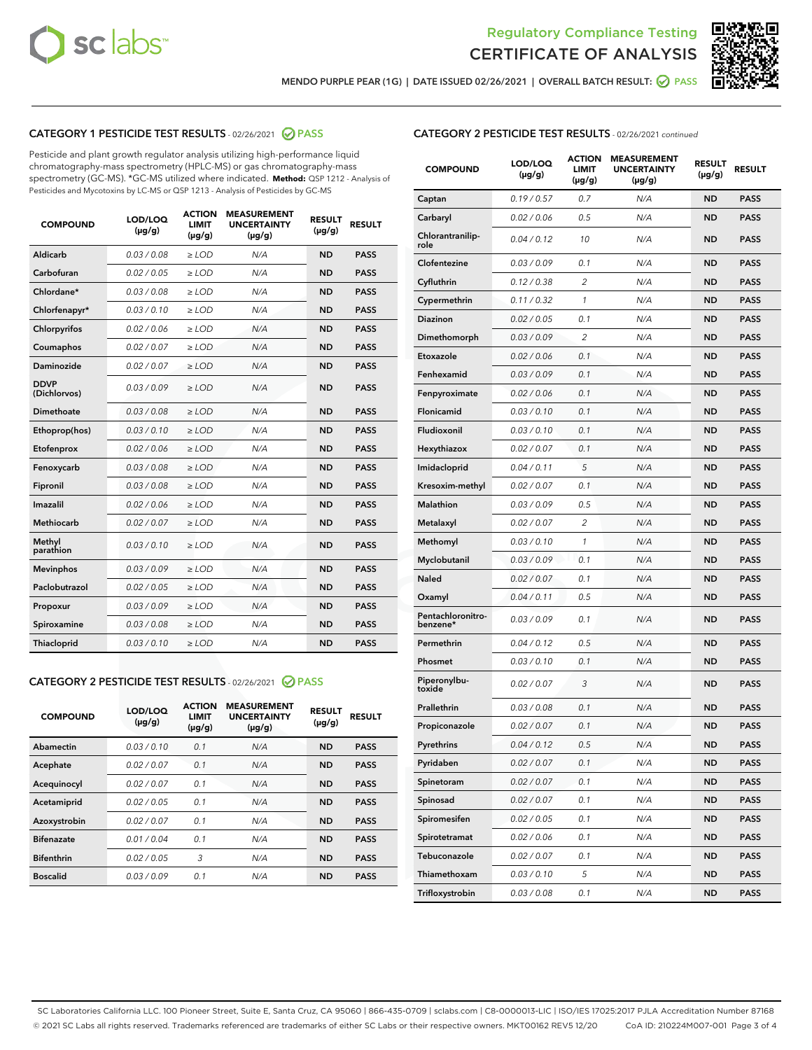# Regulatory Compliance Testing
## CERTIFICATE OF ANALYSIS

MENDO PURPLE PEAR (1G) | DATE ISSUED 02/26/2021 | OVERALL BATCH RESULT: PASS

### CATEGORY 1 PESTICIDE TEST RESULTS - 02/26/2021 PASS

Pesticide and plant growth regulator analysis utilizing high-performance liquid chromatography-mass spectrometry (HPLC-MS) or gas chromatography-mass spectrometry (GC-MS). *GC-MS utilized where indicated. **Method:** QSP 1212 - Analysis of Pesticides and Mycotoxins by LC-MS or QSP 1213 - Analysis of Pesticides by GC-MS

| COMPOUND | LOD/LOQ (µg/g) | ACTION LIMIT (µg/g) | MEASUREMENT UNCERTAINTY (µg/g) | RESULT (µg/g) | RESULT |
|---|---|---|---|---|---|
| Aldicarb | 0.03 / 0.08 | ≥ LOD | N/A | ND | PASS |
| Carbofuran | 0.02 / 0.05 | ≥ LOD | N/A | ND | PASS |
| Chlordane* | 0.03 / 0.08 | ≥ LOD | N/A | ND | PASS |
| Chlorfenapyr* | 0.03 / 0.10 | ≥ LOD | N/A | ND | PASS |
| Chlorpyrifos | 0.02 / 0.06 | ≥ LOD | N/A | ND | PASS |
| Coumaphos | 0.02 / 0.07 | ≥ LOD | N/A | ND | PASS |
| Daminozide | 0.02 / 0.07 | ≥ LOD | N/A | ND | PASS |
| DDVP (Dichlorvos) | 0.03 / 0.09 | ≥ LOD | N/A | ND | PASS |
| Dimethoate | 0.03 / 0.08 | ≥ LOD | N/A | ND | PASS |
| Ethoprop(hos) | 0.03 / 0.10 | ≥ LOD | N/A | ND | PASS |
| Etofenprox | 0.02 / 0.06 | ≥ LOD | N/A | ND | PASS |
| Fenoxycarb | 0.03 / 0.08 | ≥ LOD | N/A | ND | PASS |
| Fipronil | 0.03 / 0.08 | ≥ LOD | N/A | ND | PASS |
| Imazalil | 0.02 / 0.06 | ≥ LOD | N/A | ND | PASS |
| Methiocarb | 0.02 / 0.07 | ≥ LOD | N/A | ND | PASS |
| Methyl parathion | 0.03 / 0.10 | ≥ LOD | N/A | ND | PASS |
| Mevinphos | 0.03 / 0.09 | ≥ LOD | N/A | ND | PASS |
| Paclobutrazol | 0.02 / 0.05 | ≥ LOD | N/A | ND | PASS |
| Propoxur | 0.03 / 0.09 | ≥ LOD | N/A | ND | PASS |
| Spiroxamine | 0.03 / 0.08 | ≥ LOD | N/A | ND | PASS |
| Thiacloprid | 0.03 / 0.10 | ≥ LOD | N/A | ND | PASS |

### CATEGORY 2 PESTICIDE TEST RESULTS - 02/26/2021 PASS

| COMPOUND | LOD/LOQ (µg/g) | ACTION LIMIT (µg/g) | MEASUREMENT UNCERTAINTY (µg/g) | RESULT (µg/g) | RESULT |
|---|---|---|---|---|---|
| Abamectin | 0.03 / 0.10 | 0.1 | N/A | ND | PASS |
| Acephate | 0.02 / 0.07 | 0.1 | N/A | ND | PASS |
| Acequinocyl | 0.02 / 0.07 | 0.1 | N/A | ND | PASS |
| Acetamiprid | 0.02 / 0.05 | 0.1 | N/A | ND | PASS |
| Azoxystrobin | 0.02 / 0.07 | 0.1 | N/A | ND | PASS |
| Bifenazate | 0.01 / 0.04 | 0.1 | N/A | ND | PASS |
| Bifenthrin | 0.02 / 0.05 | 3 | N/A | ND | PASS |
| Boscalid | 0.03 / 0.09 | 0.1 | N/A | ND | PASS |
| Captan | 0.19 / 0.57 | 0.7 | N/A | ND | PASS |
| Carbaryl | 0.02 / 0.06 | 0.5 | N/A | ND | PASS |
| Chlorantraniliprole | 0.04 / 0.12 | 10 | N/A | ND | PASS |
| Clofentezine | 0.03 / 0.09 | 0.1 | N/A | ND | PASS |
| Cyfluthrin | 0.12 / 0.38 | 2 | N/A | ND | PASS |
| Cypermethrin | 0.11 / 0.32 | 1 | N/A | ND | PASS |
| Diazinon | 0.02 / 0.05 | 0.1 | N/A | ND | PASS |
| Dimethomorph | 0.03 / 0.09 | 2 | N/A | ND | PASS |
| Etoxazole | 0.02 / 0.06 | 0.1 | N/A | ND | PASS |
| Fenhexamid | 0.03 / 0.09 | 0.1 | N/A | ND | PASS |
| Fenpyroximate | 0.02 / 0.06 | 0.1 | N/A | ND | PASS |
| Flonicamid | 0.03 / 0.10 | 0.1 | N/A | ND | PASS |
| Fludioxonil | 0.03 / 0.10 | 0.1 | N/A | ND | PASS |
| Hexythiazox | 0.02 / 0.07 | 0.1 | N/A | ND | PASS |
| Imidacloprid | 0.04 / 0.11 | 5 | N/A | ND | PASS |
| Kresoxim-methyl | 0.02 / 0.07 | 0.1 | N/A | ND | PASS |
| Malathion | 0.03 / 0.09 | 0.5 | N/A | ND | PASS |
| Metalaxyl | 0.02 / 0.07 | 2 | N/A | ND | PASS |
| Methomyl | 0.03 / 0.10 | 1 | N/A | ND | PASS |
| Myclobutanil | 0.03 / 0.09 | 0.1 | N/A | ND | PASS |
| Naled | 0.02 / 0.07 | 0.1 | N/A | ND | PASS |
| Oxamyl | 0.04 / 0.11 | 0.5 | N/A | ND | PASS |
| Pentachloronitrobenzene* | 0.03 / 0.09 | 0.1 | N/A | ND | PASS |
| Permethrin | 0.04 / 0.12 | 0.5 | N/A | ND | PASS |
| Phosmet | 0.03 / 0.10 | 0.1 | N/A | ND | PASS |
| Piperonylbutoxide | 0.02 / 0.07 | 3 | N/A | ND | PASS |
| Prallethrin | 0.03 / 0.08 | 0.1 | N/A | ND | PASS |
| Propiconazole | 0.02 / 0.07 | 0.1 | N/A | ND | PASS |
| Pyrethrins | 0.04 / 0.12 | 0.5 | N/A | ND | PASS |
| Pyridaben | 0.02 / 0.07 | 0.1 | N/A | ND | PASS |
| Spinetoram | 0.02 / 0.07 | 0.1 | N/A | ND | PASS |
| Spinosad | 0.02 / 0.07 | 0.1 | N/A | ND | PASS |
| Spiromesifen | 0.02 / 0.05 | 0.1 | N/A | ND | PASS |
| Spirotetramat | 0.02 / 0.06 | 0.1 | N/A | ND | PASS |
| Tebuconazole | 0.02 / 0.07 | 0.1 | N/A | ND | PASS |
| Thiamethoxam | 0.03 / 0.10 | 5 | N/A | ND | PASS |
| Trifloxystrobin | 0.03 / 0.08 | 0.1 | N/A | ND | PASS |

SC Laboratories California LLC. 100 Pioneer Street, Suite E, Santa Cruz, CA 95060 | 866-435-0709 | sclabs.com | C8-0000013-LIC | ISO/IES 17025:2017 PJLA Accreditation Number 87168
© 2021 SC Labs all rights reserved. Trademarks referenced are trademarks of either SC Labs or their respective owners. MKT00162 REV5 12/20 CoA ID: 210224M007-001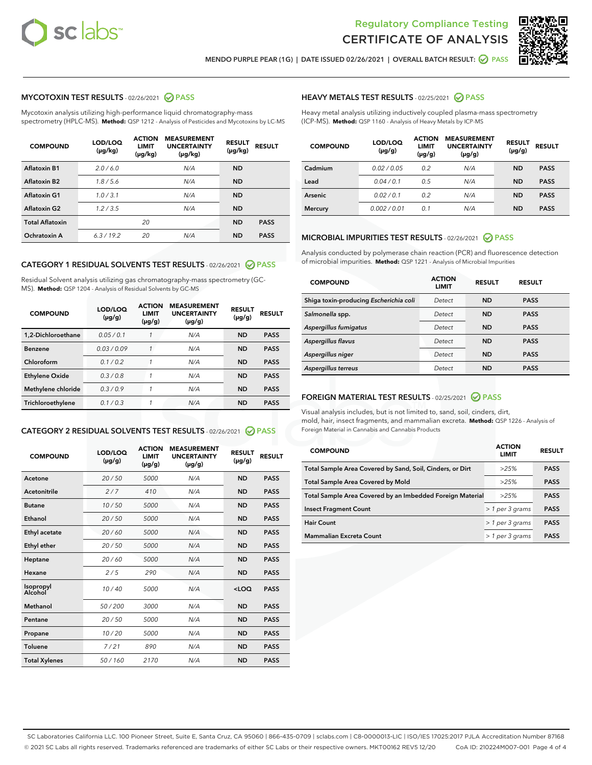# Regulatory Compliance Testing
# CERTIFICATE OF ANALYSIS

MENDO PURPLE PEAR (1G) | DATE ISSUED 02/26/2021 | OVERALL BATCH RESULT: PASS

## MYCOTOXIN TEST RESULTS - 02/26/2021 PASS

Mycotoxin analysis utilizing high-performance liquid chromatography-mass spectrometry (HPLC-MS). **Method:** QSP 1212 - Analysis of Pesticides and Mycotoxins by LC-MS

| COMPOUND | LOD/LOQ (µg/kg) | ACTION LIMIT (µg/kg) | MEASUREMENT UNCERTAINTY (µg/kg) | RESULT (µg/kg) | RESULT |
|---|---|---|---|---|---|
| Aflatoxin B1 | 2.0 / 6.0 | | N/A | ND | |
| Aflatoxin B2 | 1.8 / 5.6 | | N/A | ND | |
| Aflatoxin G1 | 1.0 / 3.1 | | N/A | ND | |
| Aflatoxin G2 | 1.2 / 3.5 | | N/A | ND | |
| Total Aflatoxin | | 20 | | ND | PASS |
| Ochratoxin A | 6.3 / 19.2 | 20 | N/A | ND | PASS |

## CATEGORY 1 RESIDUAL SOLVENTS TEST RESULTS - 02/26/2021 PASS

Residual Solvent analysis utilizing gas chromatography-mass spectrometry (GC-MS). **Method:** QSP 1204 - Analysis of Residual Solvents by GC-MS

| COMPOUND | LOD/LOQ (µg/g) | ACTION LIMIT (µg/g) | MEASUREMENT UNCERTAINTY (µg/g) | RESULT (µg/g) | RESULT |
|---|---|---|---|---|---|
| 1,2-Dichloroethane | 0.05 / 0.1 | 1 | N/A | ND | PASS |
| Benzene | 0.03 / 0.09 | 1 | N/A | ND | PASS |
| Chloroform | 0.1 / 0.2 | 1 | N/A | ND | PASS |
| Ethylene Oxide | 0.3 / 0.8 | 1 | N/A | ND | PASS |
| Methylene chloride | 0.3 / 0.9 | 1 | N/A | ND | PASS |
| Trichloroethylene | 0.1 / 0.3 | 1 | N/A | ND | PASS |

## CATEGORY 2 RESIDUAL SOLVENTS TEST RESULTS - 02/26/2021 PASS

| COMPOUND | LOD/LOQ (µg/g) | ACTION LIMIT (µg/g) | MEASUREMENT UNCERTAINTY (µg/g) | RESULT (µg/g) | RESULT |
|---|---|---|---|---|---|
| Acetone | 20 / 50 | 5000 | N/A | ND | PASS |
| Acetonitrile | 2 / 7 | 410 | N/A | ND | PASS |
| Butane | 10 / 50 | 5000 | N/A | ND | PASS |
| Ethanol | 20 / 50 | 5000 | N/A | ND | PASS |
| Ethyl acetate | 20 / 60 | 5000 | N/A | ND | PASS |
| Ethyl ether | 20 / 50 | 5000 | N/A | ND | PASS |
| Heptane | 20 / 60 | 5000 | N/A | ND | PASS |
| Hexane | 2 / 5 | 290 | N/A | ND | PASS |
| Isopropyl Alcohol | 10 / 40 | 5000 | N/A | <LOQ | PASS |
| Methanol | 50 / 200 | 3000 | N/A | ND | PASS |
| Pentane | 20 / 50 | 5000 | N/A | ND | PASS |
| Propane | 10 / 20 | 5000 | N/A | ND | PASS |
| Toluene | 7 / 21 | 890 | N/A | ND | PASS |
| Total Xylenes | 50 / 160 | 2170 | N/A | ND | PASS |

## HEAVY METALS TEST RESULTS - 02/25/2021 PASS

Heavy metal analysis utilizing inductively coupled plasma-mass spectrometry (ICP-MS). **Method:** QSP 1160 - Analysis of Heavy Metals by ICP-MS

| COMPOUND | LOD/LOQ (µg/g) | ACTION LIMIT (µg/g) | MEASUREMENT UNCERTAINTY (µg/g) | RESULT (µg/g) | RESULT |
|---|---|---|---|---|---|
| Cadmium | 0.02 / 0.05 | 0.2 | N/A | ND | PASS |
| Lead | 0.04 / 0.1 | 0.5 | N/A | ND | PASS |
| Arsenic | 0.02 / 0.1 | 0.2 | N/A | ND | PASS |
| Mercury | 0.002 / 0.01 | 0.1 | N/A | ND | PASS |

## MICROBIAL IMPURITIES TEST RESULTS - 02/26/2021 PASS

Analysis conducted by polymerase chain reaction (PCR) and fluorescence detection of microbial impurities. **Method:** QSP 1221 - Analysis of Microbial Impurities

| COMPOUND | ACTION LIMIT | RESULT | RESULT |
|---|---|---|---|
| Shiga toxin-producing *Escherichia coli* | Detect | ND | PASS |
| *Salmonella* spp. | Detect | ND | PASS |
| *Aspergillus fumigatus* | Detect | ND | PASS |
| *Aspergillus flavus* | Detect | ND | PASS |
| *Aspergillus niger* | Detect | ND | PASS |
| *Aspergillus terreus* | Detect | ND | PASS |

## FOREIGN MATERIAL TEST RESULTS - 02/25/2021 PASS

Visual analysis includes, but is not limited to, sand, soil, cinders, dirt, mold, hair, insect fragments, and mammalian excreta. **Method:** QSP 1226 - Analysis of Foreign Material in Cannabis and Cannabis Products

| COMPOUND | ACTION LIMIT | RESULT |
|---|---|---|
| Total Sample Area Covered by Sand, Soil, Cinders, or Dirt | >25% | PASS |
| Total Sample Area Covered by Mold | >25% | PASS |
| Total Sample Area Covered by an Imbedded Foreign Material | >25% | PASS |
| Insect Fragment Count | > 1 per 3 grams | PASS |
| Hair Count | > 1 per 3 grams | PASS |
| Mammalian Excreta Count | > 1 per 3 grams | PASS |

SC Laboratories California LLC. 100 Pioneer Street, Suite E, Santa Cruz, CA 95060 | 866-435-0709 | sclabs.com | C8-0000013-LIC | ISO/IES 17025:2017 PJLA Accreditation Number 87168
© 2021 SC Labs all rights reserved. Trademarks referenced are trademarks of either SC Labs or their respective owners. MKT00162 REV5 12/20 CoA ID: 210224M007-001